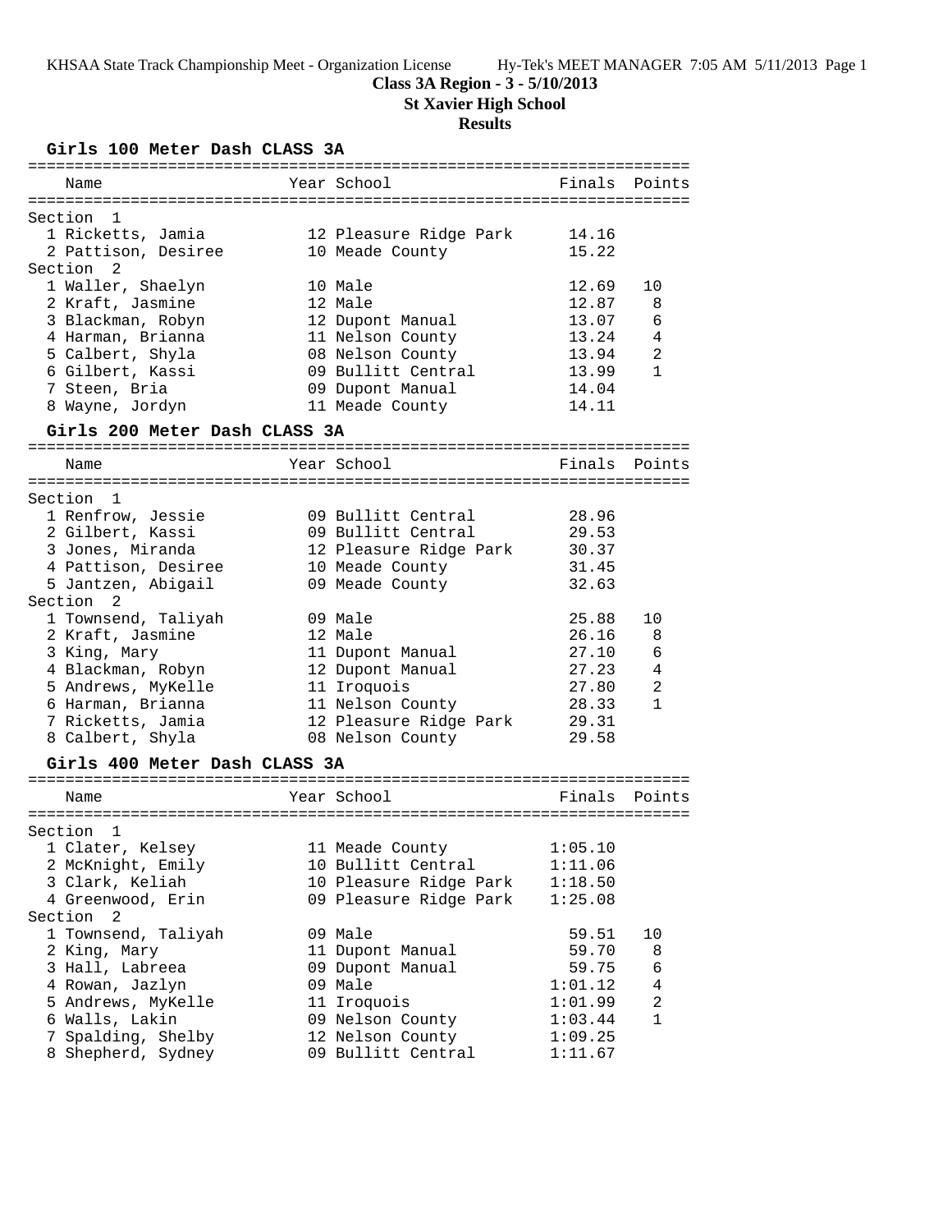**Class 3A Region - 3 - 5/10/2013**

**St Xavier High School**

**Results**

### Girls 100 Meter Dash CLASS 3A

| | Name | Year | School | Finals | Points |
|---|---|---|---|---|---|
| **Section 1** | | | | | |
| 1 | Ricketts, Jamia | 12 | Pleasure Ridge Park | 14.16 | |
| 2 | Pattison, Desiree | 10 | Meade County | 15.22 | |
| **Section 2** | | | | | |
| 1 | Waller, Shaelyn | 10 | Male | 12.69 | 10 |
| 2 | Kraft, Jasmine | 12 | Male | 12.87 | 8 |
| 3 | Blackman, Robyn | 12 | Dupont Manual | 13.07 | 6 |
| 4 | Harman, Brianna | 11 | Nelson County | 13.24 | 4 |
| 5 | Calbert, Shyla | 08 | Nelson County | 13.94 | 2 |
| 6 | Gilbert, Kassi | 09 | Bullitt Central | 13.99 | 1 |
| 7 | Steen, Bria | 09 | Dupont Manual | 14.04 | |
| 8 | Wayne, Jordyn | 11 | Meade County | 14.11 | |

### Girls 200 Meter Dash CLASS 3A

| | Name | Year | School | Finals | Points |
|---|---|---|---|---|---|
| **Section 1** | | | | | |
| 1 | Renfrow, Jessie | 09 | Bullitt Central | 28.96 | |
| 2 | Gilbert, Kassi | 09 | Bullitt Central | 29.53 | |
| 3 | Jones, Miranda | 12 | Pleasure Ridge Park | 30.37 | |
| 4 | Pattison, Desiree | 10 | Meade County | 31.45 | |
| 5 | Jantzen, Abigail | 09 | Meade County | 32.63 | |
| **Section 2** | | | | | |
| 1 | Townsend, Taliyah | 09 | Male | 25.88 | 10 |
| 2 | Kraft, Jasmine | 12 | Male | 26.16 | 8 |
| 3 | King, Mary | 11 | Dupont Manual | 27.10 | 6 |
| 4 | Blackman, Robyn | 12 | Dupont Manual | 27.23 | 4 |
| 5 | Andrews, MyKelle | 11 | Iroquois | 27.80 | 2 |
| 6 | Harman, Brianna | 11 | Nelson County | 28.33 | 1 |
| 7 | Ricketts, Jamia | 12 | Pleasure Ridge Park | 29.31 | |
| 8 | Calbert, Shyla | 08 | Nelson County | 29.58 | |

### Girls 400 Meter Dash CLASS 3A

| | Name | Year | School | Finals | Points |
|---|---|---|---|---|---|
| **Section 1** | | | | | |
| 1 | Clater, Kelsey | 11 | Meade County | 1:05.10 | |
| 2 | McKnight, Emily | 10 | Bullitt Central | 1:11.06 | |
| 3 | Clark, Keliah | 10 | Pleasure Ridge Park | 1:18.50 | |
| 4 | Greenwood, Erin | 09 | Pleasure Ridge Park | 1:25.08 | |
| **Section 2** | | | | | |
| 1 | Townsend, Taliyah | 09 | Male | 59.51 | 10 |
| 2 | King, Mary | 11 | Dupont Manual | 59.70 | 8 |
| 3 | Hall, Labreea | 09 | Dupont Manual | 59.75 | 6 |
| 4 | Rowan, Jazlyn | 09 | Male | 1:01.12 | 4 |
| 5 | Andrews, MyKelle | 11 | Iroquois | 1:01.99 | 2 |
| 6 | Walls, Lakin | 09 | Nelson County | 1:03.44 | 1 |
| 7 | Spalding, Shelby | 12 | Nelson County | 1:09.25 | |
| 8 | Shepherd, Sydney | 09 | Bullitt Central | 1:11.67 | |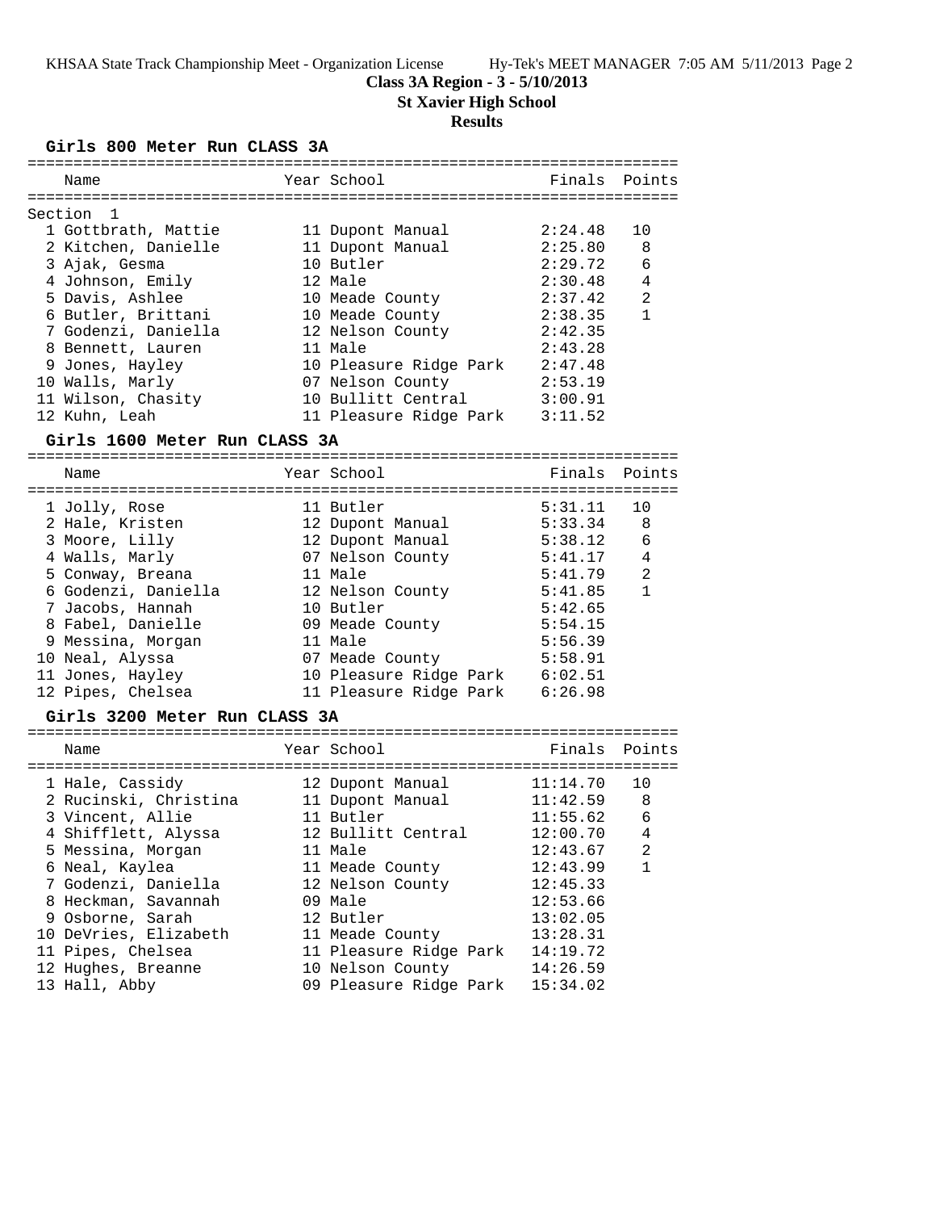**Class 3A Region - 3 - 5/10/2013**

**St Xavier High School**

**Results**

### Girls 800 Meter Run CLASS 3A

Section 1

| | Name | Year | School | Finals | Points |
|---|---|---|---|---|---|
| 1 | Gottbrath, Mattie | 11 | Dupont Manual | 2:24.48 | 10 |
| 2 | Kitchen, Danielle | 11 | Dupont Manual | 2:25.80 | 8 |
| 3 | Ajak, Gesma | 10 | Butler | 2:29.72 | 6 |
| 4 | Johnson, Emily | 12 | Male | 2:30.48 | 4 |
| 5 | Davis, Ashlee | 10 | Meade County | 2:37.42 | 2 |
| 6 | Butler, Brittani | 10 | Meade County | 2:38.35 | 1 |
| 7 | Godenzi, Daniella | 12 | Nelson County | 2:42.35 | |
| 8 | Bennett, Lauren | 11 | Male | 2:43.28 | |
| 9 | Jones, Hayley | 10 | Pleasure Ridge Park | 2:47.48 | |
| 10 | Walls, Marly | 07 | Nelson County | 2:53.19 | |
| 11 | Wilson, Chasity | 10 | Bullitt Central | 3:00.91 | |
| 12 | Kuhn, Leah | 11 | Pleasure Ridge Park | 3:11.52 | |

### Girls 1600 Meter Run CLASS 3A

| | Name | Year | School | Finals | Points |
|---|---|---|---|---|---|
| 1 | Jolly, Rose | 11 | Butler | 5:31.11 | 10 |
| 2 | Hale, Kristen | 12 | Dupont Manual | 5:33.34 | 8 |
| 3 | Moore, Lilly | 12 | Dupont Manual | 5:38.12 | 6 |
| 4 | Walls, Marly | 07 | Nelson County | 5:41.17 | 4 |
| 5 | Conway, Breana | 11 | Male | 5:41.79 | 2 |
| 6 | Godenzi, Daniella | 12 | Nelson County | 5:41.85 | 1 |
| 7 | Jacobs, Hannah | 10 | Butler | 5:42.65 | |
| 8 | Fabel, Danielle | 09 | Meade County | 5:54.15 | |
| 9 | Messina, Morgan | 11 | Male | 5:56.39 | |
| 10 | Neal, Alyssa | 07 | Meade County | 5:58.91 | |
| 11 | Jones, Hayley | 10 | Pleasure Ridge Park | 6:02.51 | |
| 12 | Pipes, Chelsea | 11 | Pleasure Ridge Park | 6:26.98 | |

### Girls 3200 Meter Run CLASS 3A

| | Name | Year | School | Finals | Points |
|---|---|---|---|---|---|
| 1 | Hale, Cassidy | 12 | Dupont Manual | 11:14.70 | 10 |
| 2 | Rucinski, Christina | 11 | Dupont Manual | 11:42.59 | 8 |
| 3 | Vincent, Allie | 11 | Butler | 11:55.62 | 6 |
| 4 | Shifflett, Alyssa | 12 | Bullitt Central | 12:00.70 | 4 |
| 5 | Messina, Morgan | 11 | Male | 12:43.67 | 2 |
| 6 | Neal, Kaylea | 11 | Meade County | 12:43.99 | 1 |
| 7 | Godenzi, Daniella | 12 | Nelson County | 12:45.33 | |
| 8 | Heckman, Savannah | 09 | Male | 12:53.66 | |
| 9 | Osborne, Sarah | 12 | Butler | 13:02.05 | |
| 10 | DeVries, Elizabeth | 11 | Meade County | 13:28.31 | |
| 11 | Pipes, Chelsea | 11 | Pleasure Ridge Park | 14:19.72 | |
| 12 | Hughes, Breanne | 10 | Nelson County | 14:26.59 | |
| 13 | Hall, Abby | 09 | Pleasure Ridge Park | 15:34.02 | |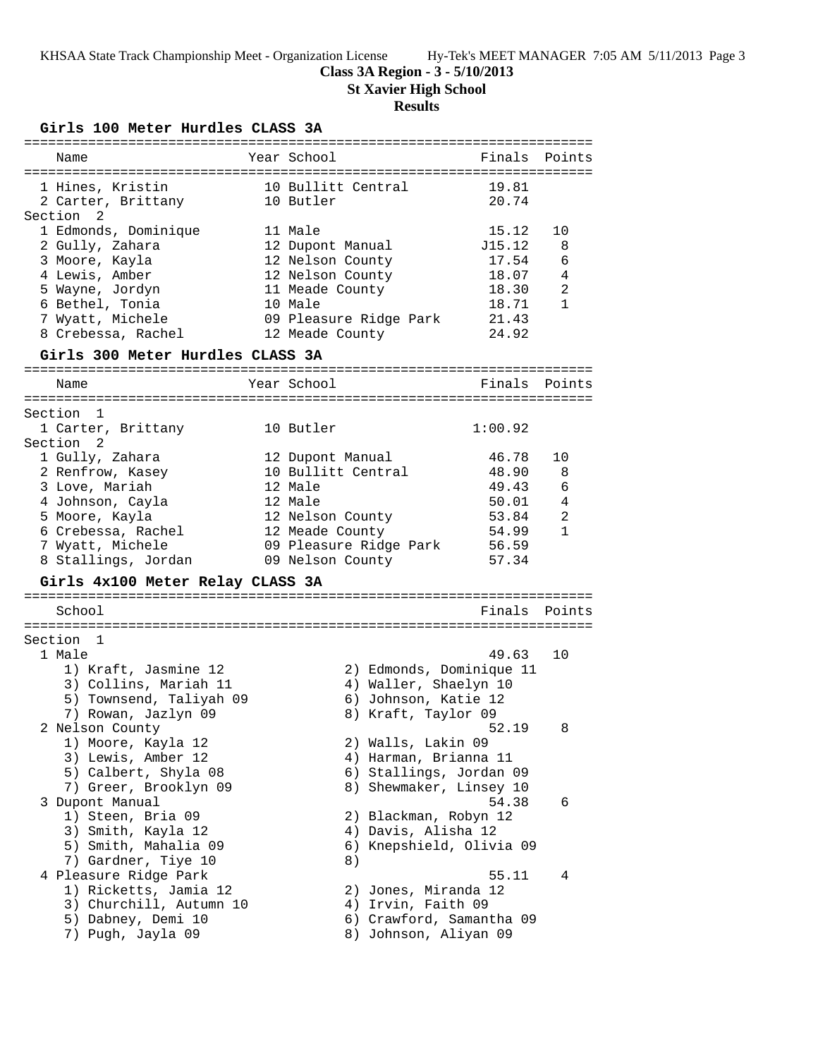**Class 3A Region - 3 - 5/10/2013**

**St Xavier High School**

**Results**

### Girls 100 Meter Hurdles CLASS 3A

| Name | Year | School | Finals | Points |
|---|---|---|---|---|
| 1 Hines, Kristin | 10 | Bullitt Central | 19.81 | |
| 2 Carter, Brittany | 10 | Butler | 20.74 | |
| **Section 2** | | | | |
| 1 Edmonds, Dominique | 11 | Male | 15.12 | 10 |
| 2 Gully, Zahara | 12 | Dupont Manual | J15.12 | 8 |
| 3 Moore, Kayla | 12 | Nelson County | 17.54 | 6 |
| 4 Lewis, Amber | 12 | Nelson County | 18.07 | 4 |
| 5 Wayne, Jordyn | 11 | Meade County | 18.30 | 2 |
| 6 Bethel, Tonia | 10 | Male | 18.71 | 1 |
| 7 Wyatt, Michele | 09 | Pleasure Ridge Park | 21.43 | |
| 8 Crebessa, Rachel | 12 | Meade County | 24.92 | |

### Girls 300 Meter Hurdles CLASS 3A

| Name | Year | School | Finals | Points |
|---|---|---|---|---|
| **Section 1** | | | | |
| 1 Carter, Brittany | 10 | Butler | 1:00.92 | |
| **Section 2** | | | | |
| 1 Gully, Zahara | 12 | Dupont Manual | 46.78 | 10 |
| 2 Renfrow, Kasey | 10 | Bullitt Central | 48.90 | 8 |
| 3 Love, Mariah | 12 | Male | 49.43 | 6 |
| 4 Johnson, Cayla | 12 | Male | 50.01 | 4 |
| 5 Moore, Kayla | 12 | Nelson County | 53.84 | 2 |
| 6 Crebessa, Rachel | 12 | Meade County | 54.99 | 1 |
| 7 Wyatt, Michele | 09 | Pleasure Ridge Park | 56.59 | |
| 8 Stallings, Jordan | 09 | Nelson County | 57.34 | |

### Girls 4x100 Meter Relay CLASS 3A

| School | Finals | Points |
|---|---|---|
| **Section 1** | | |
| 1 Male | 49.63 | 10 |
| 1) Kraft, Jasmine 12; 2) Edmonds, Dominique 11; 3) Collins, Mariah 11; 4) Waller, Shaelyn 10; 5) Townsend, Taliyah 09; 6) Johnson, Katie 12; 7) Rowan, Jazlyn 09; 8) Kraft, Taylor 09 | | |
| 2 Nelson County | 52.19 | 8 |
| 1) Moore, Kayla 12; 2) Walls, Lakin 09; 3) Lewis, Amber 12; 4) Harman, Brianna 11; 5) Calbert, Shyla 08; 6) Stallings, Jordan 09; 7) Greer, Brooklyn 09; 8) Shewmaker, Linsey 10 | | |
| 3 Dupont Manual | 54.38 | 6 |
| 1) Steen, Bria 09; 2) Blackman, Robyn 12; 3) Smith, Kayla 12; 4) Davis, Alisha 12; 5) Smith, Mahalia 09; 6) Knepshield, Olivia 09; 7) Gardner, Tiye 10; 8) | | |
| 4 Pleasure Ridge Park | 55.11 | 4 |
| 1) Ricketts, Jamia 12; 2) Jones, Miranda 12; 3) Churchill, Autumn 10; 4) Irvin, Faith 09; 5) Dabney, Demi 10; 6) Crawford, Samantha 09; 7) Pugh, Jayla 09; 8) Johnson, Aliyan 09 | | |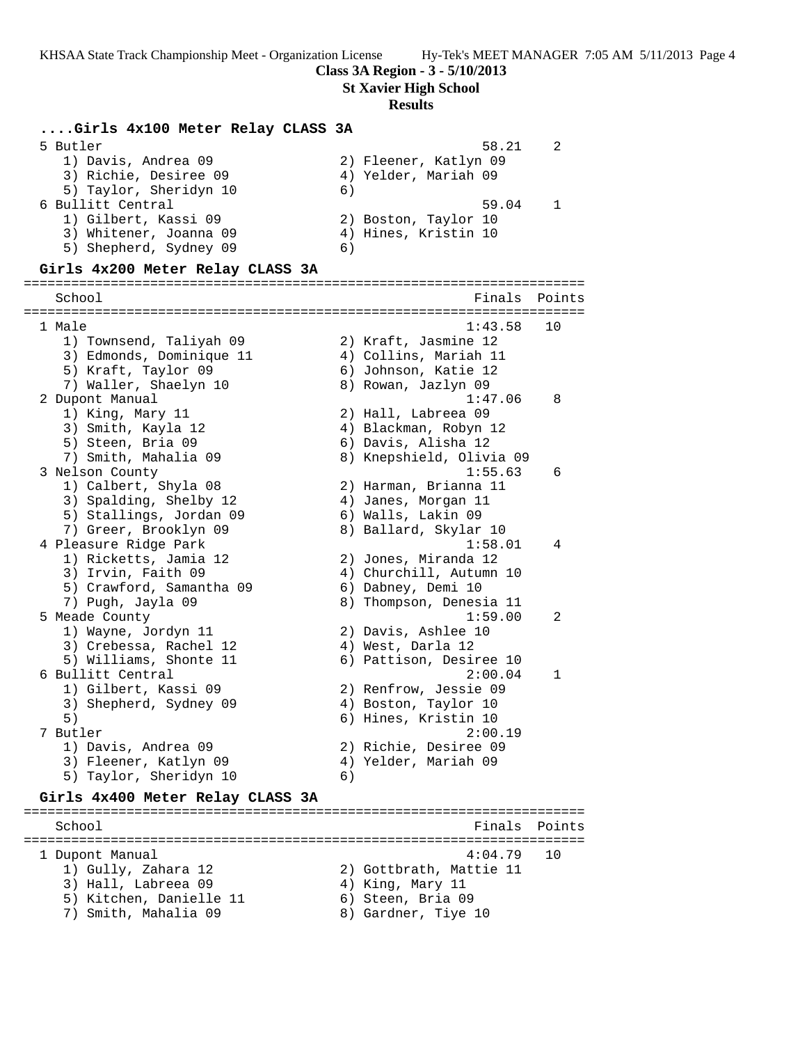## ....Girls 4x100 Meter Relay CLASS 3A

```
  5 Butler                                              58.21    2
     1) Davis, Andrea 09               2) Fleener, Katlyn 09
     3) Richie, Desiree 09             4) Yelder, Mariah 09
     5) Taylor, Sheridyn 10            6)
  6 Bullitt Central                                     59.04    1
     1) Gilbert, Kassi 09              2) Boston, Taylor 10
     3) Whitener, Joanna 09            4) Hines, Kristin 10
     5) Shepherd, Sydney 09            6)
```

## Girls 4x200 Meter Relay CLASS 3A

```
=======================================================================
    School                                            Finals  Points
=======================================================================
  1 Male                                             1:43.58   10
     1) Townsend, Taliyah 09           2) Kraft, Jasmine 12
     3) Edmonds, Dominique 11          4) Collins, Mariah 11
     5) Kraft, Taylor 09               6) Johnson, Katie 12
     7) Waller, Shaelyn 10             8) Rowan, Jazlyn 09
  2 Dupont Manual                                    1:47.06    8
     1) King, Mary 11                  2) Hall, Labreea 09
     3) Smith, Kayla 12                4) Blackman, Robyn 12
     5) Steen, Bria 09                 6) Davis, Alisha 12
     7) Smith, Mahalia 09              8) Knepshield, Olivia 09
  3 Nelson County                                    1:55.63    6
     1) Calbert, Shyla 08              2) Harman, Brianna 11
     3) Spalding, Shelby 12            4) Janes, Morgan 11
     5) Stallings, Jordan 09           6) Walls, Lakin 09
     7) Greer, Brooklyn 09             8) Ballard, Skylar 10
  4 Pleasure Ridge Park                              1:58.01    4
     1) Ricketts, Jamia 12             2) Jones, Miranda 12
     3) Irvin, Faith 09                4) Churchill, Autumn 10
     5) Crawford, Samantha 09          6) Dabney, Demi 10
     7) Pugh, Jayla 09                 8) Thompson, Denesia 11
  5 Meade County                                     1:59.00    2
     1) Wayne, Jordyn 11               2) Davis, Ashlee 10
     3) Crebessa, Rachel 12            4) West, Darla 12
     5) Williams, Shonte 11            6) Pattison, Desiree 10
  6 Bullitt Central                                  2:00.04    1
     1) Gilbert, Kassi 09              2) Renfrow, Jessie 09
     3) Shepherd, Sydney 09            4) Boston, Taylor 10
     5)                                6) Hines, Kristin 10
  7 Butler                                           2:00.19
     1) Davis, Andrea 09               2) Richie, Desiree 09
     3) Fleener, Katlyn 09             4) Yelder, Mariah 09
     5) Taylor, Sheridyn 10            6)
```

## Girls 4x400 Meter Relay CLASS 3A

```
=======================================================================
    School                                            Finals  Points
=======================================================================
  1 Dupont Manual                                    4:04.79   10
     1) Gully, Zahara 12               2) Gottbrath, Mattie 11
     3) Hall, Labreea 09               4) King, Mary 11
     5) Kitchen, Danielle 11           6) Steen, Bria 09
     7) Smith, Mahalia 09              8) Gardner, Tiye 10
```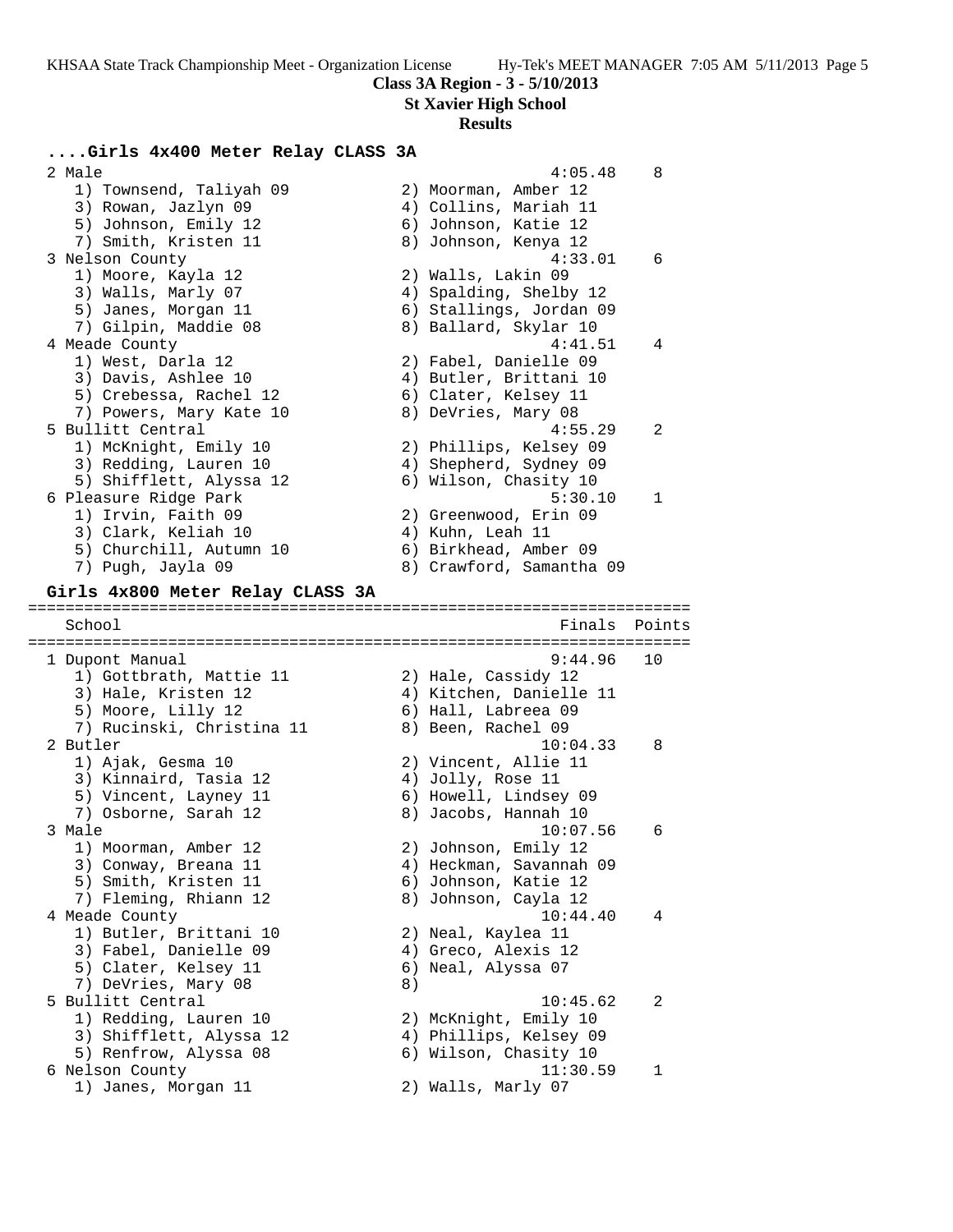**Class 3A Region - 3 - 5/10/2013**

**St Xavier High School**

**Results**

### ....Girls 4x400 Meter Relay CLASS 3A

```
  2 Male                                                4:05.48    8
     1) Townsend, Taliyah 09            2) Moorman, Amber 12
     3) Rowan, Jazlyn 09                4) Collins, Mariah 11
     5) Johnson, Emily 12               6) Johnson, Katie 12
     7) Smith, Kristen 11               8) Johnson, Kenya 12
  3 Nelson County                                       4:33.01    6
     1) Moore, Kayla 12                 2) Walls, Lakin 09
     3) Walls, Marly 07                 4) Spalding, Shelby 12
     5) Janes, Morgan 11                6) Stallings, Jordan 09
     7) Gilpin, Maddie 08               8) Ballard, Skylar 10
  4 Meade County                                        4:41.51    4
     1) West, Darla 12                  2) Fabel, Danielle 09
     3) Davis, Ashlee 10                4) Butler, Brittani 10
     5) Crebessa, Rachel 12             6) Clater, Kelsey 11
     7) Powers, Mary Kate 10            8) DeVries, Mary 08
  5 Bullitt Central                                     4:55.29    2
     1) McKnight, Emily 10              2) Phillips, Kelsey 09
     3) Redding, Lauren 10              4) Shepherd, Sydney 09
     5) Shifflett, Alyssa 12            6) Wilson, Chasity 10
  6 Pleasure Ridge Park                                 5:30.10    1
     1) Irvin, Faith 09                 2) Greenwood, Erin 09
     3) Clark, Keliah 10                4) Kuhn, Leah 11
     5) Churchill, Autumn 10            6) Birkhead, Amber 09
     7) Pugh, Jayla 09                  8) Crawford, Samantha 09
```

### Girls 4x800 Meter Relay CLASS 3A

```
=====================================================================
   School                                             Finals  Points
=====================================================================
  1 Dupont Manual                                       9:44.96   10
     1) Gottbrath, Mattie 11            2) Hale, Cassidy 12
     3) Hale, Kristen 12                4) Kitchen, Danielle 11
     5) Moore, Lilly 12                 6) Hall, Labreea 09
     7) Rucinski, Christina 11          8) Been, Rachel 09
  2 Butler                                             10:04.33    8
     1) Ajak, Gesma 10                  2) Vincent, Allie 11
     3) Kinnaird, Tasia 12              4) Jolly, Rose 11
     5) Vincent, Layney 11              6) Howell, Lindsey 09
     7) Osborne, Sarah 12               8) Jacobs, Hannah 10
  3 Male                                               10:07.56    6
     1) Moorman, Amber 12               2) Johnson, Emily 12
     3) Conway, Breana 11               4) Heckman, Savannah 09
     5) Smith, Kristen 11               6) Johnson, Katie 12
     7) Fleming, Rhiann 12              8) Johnson, Cayla 12
  4 Meade County                                       10:44.40    4
     1) Butler, Brittani 10             2) Neal, Kaylea 11
     3) Fabel, Danielle 09              4) Greco, Alexis 12
     5) Clater, Kelsey 11               6) Neal, Alyssa 07
     7) DeVries, Mary 08                8)
  5 Bullitt Central                                    10:45.62    2
     1) Redding, Lauren 10              2) McKnight, Emily 10
     3) Shifflett, Alyssa 12            4) Phillips, Kelsey 09
     5) Renfrow, Alyssa 08              6) Wilson, Chasity 10
  6 Nelson County                                      11:30.59    1
     1) Janes, Morgan 11                2) Walls, Marly 07
```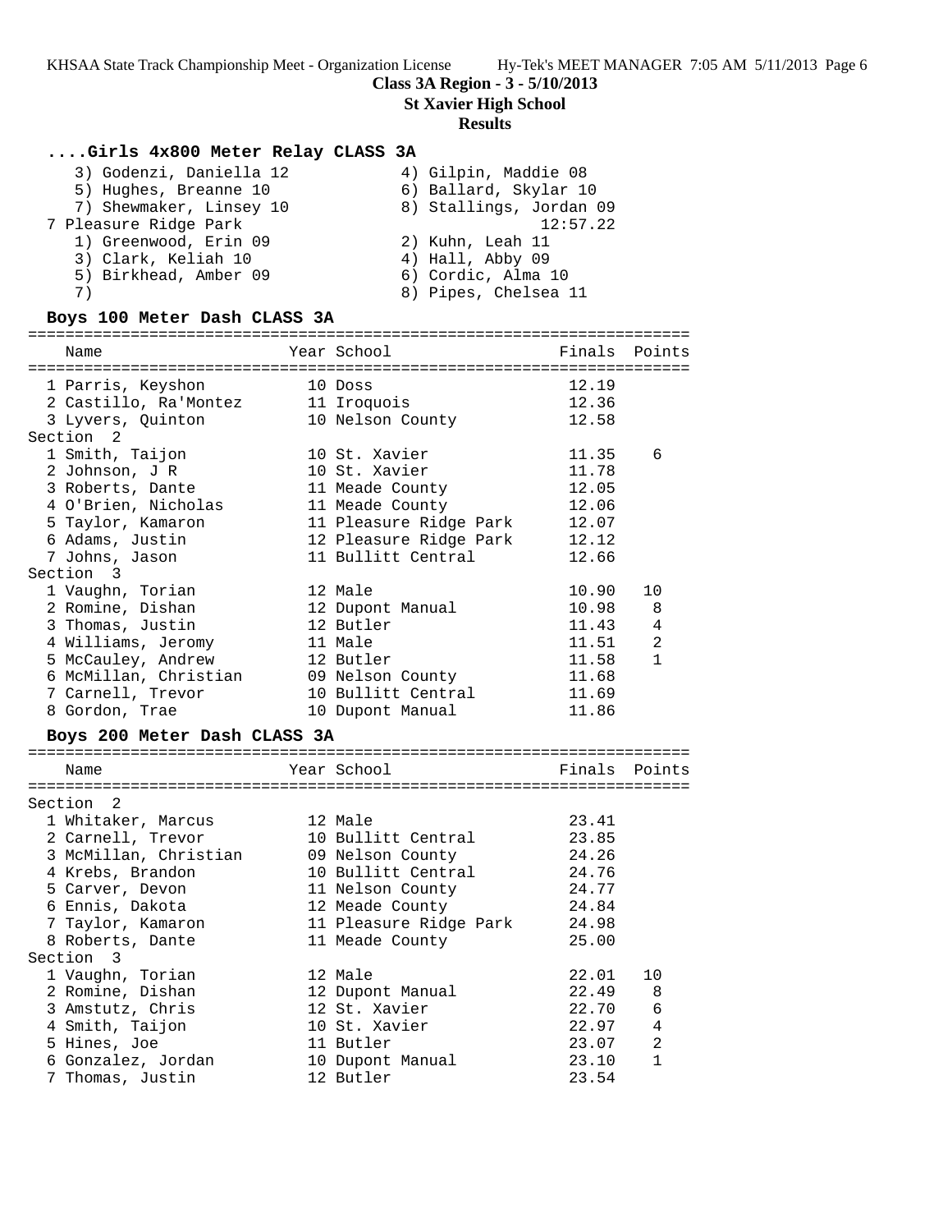**Class 3A Region - 3 - 5/10/2013**

**St Xavier High School**

**Results**

### ....Girls 4x800 Meter Relay CLASS 3A

3) Godenzi, Daniella 12 — 4) Gilpin, Maddie 08
5) Hughes, Breanne 10 — 6) Ballard, Skylar 10
7) Shewmaker, Linsey 10 — 8) Stallings, Jordan 09

7 Pleasure Ridge Park — 12:57.22
1) Greenwood, Erin 09 — 2) Kuhn, Leah 11
3) Clark, Keliah 10 — 4) Hall, Abby 09
5) Birkhead, Amber 09 — 6) Cordic, Alma 10
7) — 8) Pipes, Chelsea 11

### Boys 100 Meter Dash CLASS 3A

| | Name | Year | School | Finals | Points |
|---|---|---|---|---|---|
| 1 | Parris, Keyshon | 10 | Doss | 12.19 | |
| 2 | Castillo, Ra'Montez | 11 | Iroquois | 12.36 | |
| 3 | Lyvers, Quinton | 10 | Nelson County | 12.58 | |
| **Section 2** | | | | | |
| 1 | Smith, Taijon | 10 | St. Xavier | 11.35 | 6 |
| 2 | Johnson, J R | 10 | St. Xavier | 11.78 | |
| 3 | Roberts, Dante | 11 | Meade County | 12.05 | |
| 4 | O'Brien, Nicholas | 11 | Meade County | 12.06 | |
| 5 | Taylor, Kamaron | 11 | Pleasure Ridge Park | 12.07 | |
| 6 | Adams, Justin | 12 | Pleasure Ridge Park | 12.12 | |
| 7 | Johns, Jason | 11 | Bullitt Central | 12.66 | |
| **Section 3** | | | | | |
| 1 | Vaughn, Torian | 12 | Male | 10.90 | 10 |
| 2 | Romine, Dishan | 12 | Dupont Manual | 10.98 | 8 |
| 3 | Thomas, Justin | 12 | Butler | 11.43 | 4 |
| 4 | Williams, Jeromy | 11 | Male | 11.51 | 2 |
| 5 | McCauley, Andrew | 12 | Butler | 11.58 | 1 |
| 6 | McMillan, Christian | 09 | Nelson County | 11.68 | |
| 7 | Carnell, Trevor | 10 | Bullitt Central | 11.69 | |
| 8 | Gordon, Trae | 10 | Dupont Manual | 11.86 | |

### Boys 200 Meter Dash CLASS 3A

| | Name | Year | School | Finals | Points |
|---|---|---|---|---|---|
| **Section 2** | | | | | |
| 1 | Whitaker, Marcus | 12 | Male | 23.41 | |
| 2 | Carnell, Trevor | 10 | Bullitt Central | 23.85 | |
| 3 | McMillan, Christian | 09 | Nelson County | 24.26 | |
| 4 | Krebs, Brandon | 10 | Bullitt Central | 24.76 | |
| 5 | Carver, Devon | 11 | Nelson County | 24.77 | |
| 6 | Ennis, Dakota | 12 | Meade County | 24.84 | |
| 7 | Taylor, Kamaron | 11 | Pleasure Ridge Park | 24.98 | |
| 8 | Roberts, Dante | 11 | Meade County | 25.00 | |
| **Section 3** | | | | | |
| 1 | Vaughn, Torian | 12 | Male | 22.01 | 10 |
| 2 | Romine, Dishan | 12 | Dupont Manual | 22.49 | 8 |
| 3 | Amstutz, Chris | 12 | St. Xavier | 22.70 | 6 |
| 4 | Smith, Taijon | 10 | St. Xavier | 22.97 | 4 |
| 5 | Hines, Joe | 11 | Butler | 23.07 | 2 |
| 6 | Gonzalez, Jordan | 10 | Dupont Manual | 23.10 | 1 |
| 7 | Thomas, Justin | 12 | Butler | 23.54 | |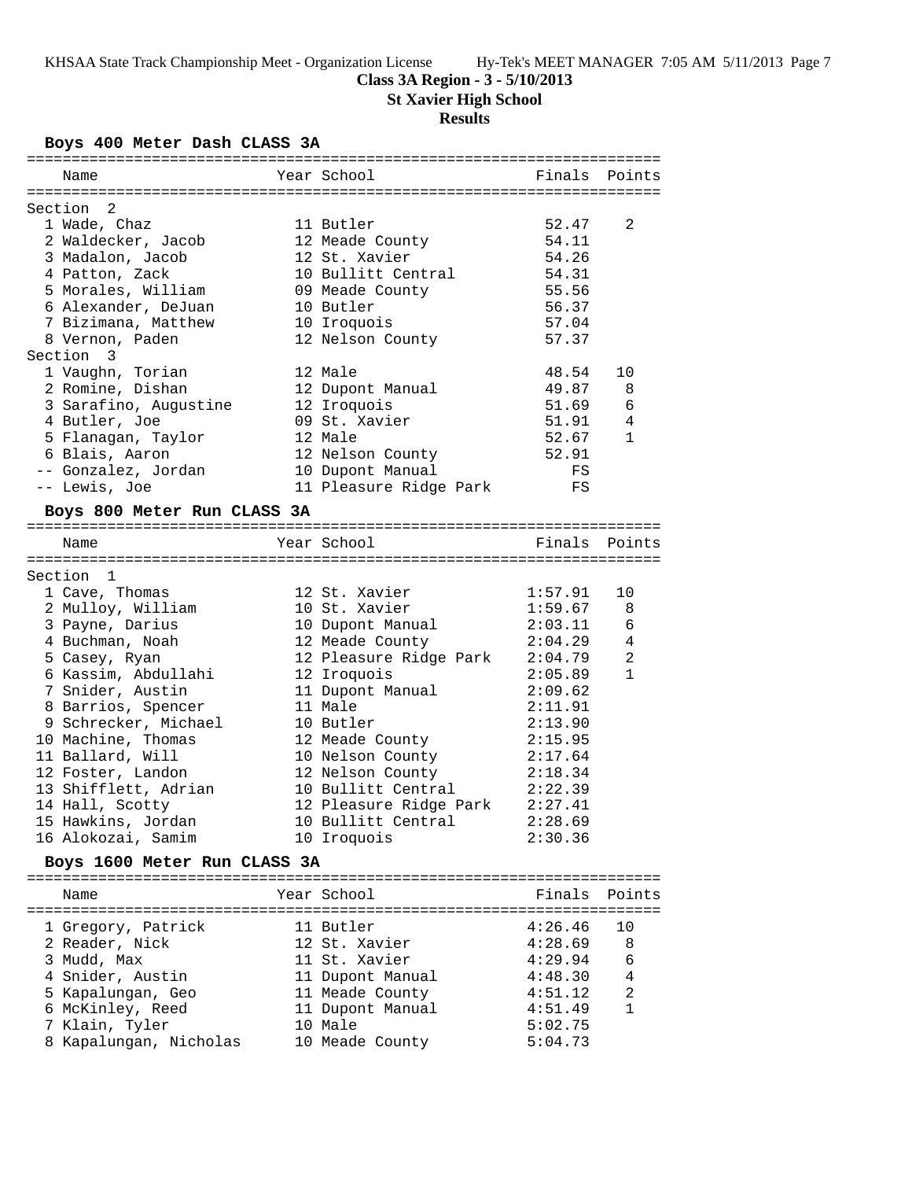**Class 3A Region - 3 - 5/10/2013**

**St Xavier High School**

**Results**

### Boys 400 Meter Dash CLASS 3A

| | Name | Year | School | Finals | Points |
|---|---|---|---|---|---|
| **Section 2** | | | | | |
| 1 | Wade, Chaz | 11 | Butler | 52.47 | 2 |
| 2 | Waldecker, Jacob | 12 | Meade County | 54.11 | |
| 3 | Madalon, Jacob | 12 | St. Xavier | 54.26 | |
| 4 | Patton, Zack | 10 | Bullitt Central | 54.31 | |
| 5 | Morales, William | 09 | Meade County | 55.56 | |
| 6 | Alexander, DeJuan | 10 | Butler | 56.37 | |
| 7 | Bizimana, Matthew | 10 | Iroquois | 57.04 | |
| 8 | Vernon, Paden | 12 | Nelson County | 57.37 | |
| **Section 3** | | | | | |
| 1 | Vaughn, Torian | 12 | Male | 48.54 | 10 |
| 2 | Romine, Dishan | 12 | Dupont Manual | 49.87 | 8 |
| 3 | Sarafino, Augustine | 12 | Iroquois | 51.69 | 6 |
| 4 | Butler, Joe | 09 | St. Xavier | 51.91 | 4 |
| 5 | Flanagan, Taylor | 12 | Male | 52.67 | 1 |
| 6 | Blais, Aaron | 12 | Nelson County | 52.91 | |
| -- | Gonzalez, Jordan | 10 | Dupont Manual | FS | |
| -- | Lewis, Joe | 11 | Pleasure Ridge Park | FS | |

### Boys 800 Meter Run CLASS 3A

| | Name | Year | School | Finals | Points |
|---|---|---|---|---|---|
| **Section 1** | | | | | |
| 1 | Cave, Thomas | 12 | St. Xavier | 1:57.91 | 10 |
| 2 | Mulloy, William | 10 | St. Xavier | 1:59.67 | 8 |
| 3 | Payne, Darius | 10 | Dupont Manual | 2:03.11 | 6 |
| 4 | Buchman, Noah | 12 | Meade County | 2:04.29 | 4 |
| 5 | Casey, Ryan | 12 | Pleasure Ridge Park | 2:04.79 | 2 |
| 6 | Kassim, Abdullahi | 12 | Iroquois | 2:05.89 | 1 |
| 7 | Snider, Austin | 11 | Dupont Manual | 2:09.62 | |
| 8 | Barrios, Spencer | 11 | Male | 2:11.91 | |
| 9 | Schrecker, Michael | 10 | Butler | 2:13.90 | |
| 10 | Machine, Thomas | 12 | Meade County | 2:15.95 | |
| 11 | Ballard, Will | 10 | Nelson County | 2:17.64 | |
| 12 | Foster, Landon | 12 | Nelson County | 2:18.34 | |
| 13 | Shifflett, Adrian | 10 | Bullitt Central | 2:22.39 | |
| 14 | Hall, Scotty | 12 | Pleasure Ridge Park | 2:27.41 | |
| 15 | Hawkins, Jordan | 10 | Bullitt Central | 2:28.69 | |
| 16 | Alokozai, Samim | 10 | Iroquois | 2:30.36 | |

### Boys 1600 Meter Run CLASS 3A

| | Name | Year | School | Finals | Points |
|---|---|---|---|---|---|
| 1 | Gregory, Patrick | 11 | Butler | 4:26.46 | 10 |
| 2 | Reader, Nick | 12 | St. Xavier | 4:28.69 | 8 |
| 3 | Mudd, Max | 11 | St. Xavier | 4:29.94 | 6 |
| 4 | Snider, Austin | 11 | Dupont Manual | 4:48.30 | 4 |
| 5 | Kapalungan, Geo | 11 | Meade County | 4:51.12 | 2 |
| 6 | McKinley, Reed | 11 | Dupont Manual | 4:51.49 | 1 |
| 7 | Klain, Tyler | 10 | Male | 5:02.75 | |
| 8 | Kapalungan, Nicholas | 10 | Meade County | 5:04.73 | |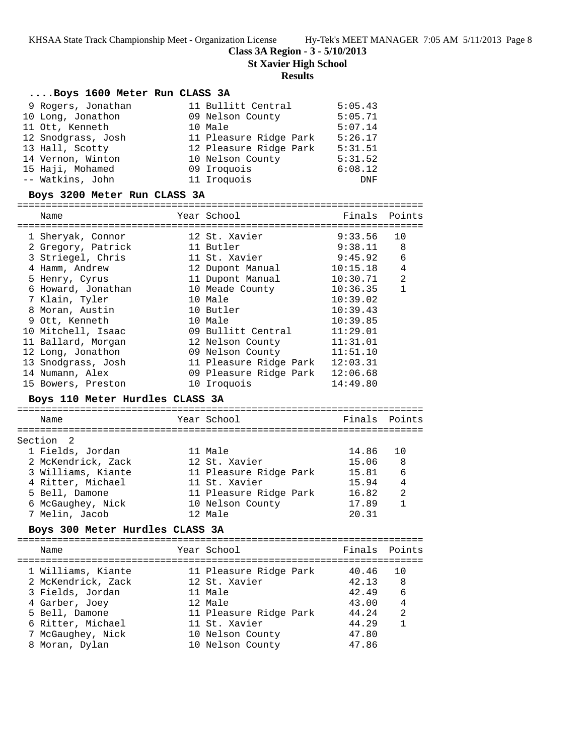## Class 3A Region - 3 - 5/10/2013

**St Xavier High School**

**Results**

### ....Boys 1600 Meter Run CLASS 3A

| Place | Name | Year | School | Finals |
|---|---|---|---|---|
| 9 | Rogers, Jonathan | 11 | Bullitt Central | 5:05.43 |
| 10 | Long, Jonathon | 09 | Nelson County | 5:05.71 |
| 11 | Ott, Kenneth | 10 | Male | 5:07.14 |
| 12 | Snodgrass, Josh | 11 | Pleasure Ridge Park | 5:26.17 |
| 13 | Hall, Scotty | 12 | Pleasure Ridge Park | 5:31.51 |
| 14 | Vernon, Winton | 10 | Nelson County | 5:31.52 |
| 15 | Haji, Mohamed | 09 | Iroquois | 6:08.12 |
| -- | Watkins, John | 11 | Iroquois | DNF |

### Boys 3200 Meter Run CLASS 3A

| Place | Name | Year | School | Finals | Points |
|---|---|---|---|---|---|
| 1 | Sheryak, Connor | 12 | St. Xavier | 9:33.56 | 10 |
| 2 | Gregory, Patrick | 11 | Butler | 9:38.11 | 8 |
| 3 | Striegel, Chris | 11 | St. Xavier | 9:45.92 | 6 |
| 4 | Hamm, Andrew | 12 | Dupont Manual | 10:15.18 | 4 |
| 5 | Henry, Cyrus | 11 | Dupont Manual | 10:30.71 | 2 |
| 6 | Howard, Jonathan | 10 | Meade County | 10:36.35 | 1 |
| 7 | Klain, Tyler | 10 | Male | 10:39.02 | |
| 8 | Moran, Austin | 10 | Butler | 10:39.43 | |
| 9 | Ott, Kenneth | 10 | Male | 10:39.85 | |
| 10 | Mitchell, Isaac | 09 | Bullitt Central | 11:29.01 | |
| 11 | Ballard, Morgan | 12 | Nelson County | 11:31.01 | |
| 12 | Long, Jonathon | 09 | Nelson County | 11:51.10 | |
| 13 | Snodgrass, Josh | 11 | Pleasure Ridge Park | 12:03.31 | |
| 14 | Numann, Alex | 09 | Pleasure Ridge Park | 12:06.68 | |
| 15 | Bowers, Preston | 10 | Iroquois | 14:49.80 | |

### Boys 110 Meter Hurdles CLASS 3A

Section 2

| Place | Name | Year | School | Finals | Points |
|---|---|---|---|---|---|
| 1 | Fields, Jordan | 11 | Male | 14.86 | 10 |
| 2 | McKendrick, Zack | 12 | St. Xavier | 15.06 | 8 |
| 3 | Williams, Kiante | 11 | Pleasure Ridge Park | 15.81 | 6 |
| 4 | Ritter, Michael | 11 | St. Xavier | 15.94 | 4 |
| 5 | Bell, Damone | 11 | Pleasure Ridge Park | 16.82 | 2 |
| 6 | McGaughey, Nick | 10 | Nelson County | 17.89 | 1 |
| 7 | Melin, Jacob | 12 | Male | 20.31 | |

### Boys 300 Meter Hurdles CLASS 3A

| Place | Name | Year | School | Finals | Points |
|---|---|---|---|---|---|
| 1 | Williams, Kiante | 11 | Pleasure Ridge Park | 40.46 | 10 |
| 2 | McKendrick, Zack | 12 | St. Xavier | 42.13 | 8 |
| 3 | Fields, Jordan | 11 | Male | 42.49 | 6 |
| 4 | Garber, Joey | 12 | Male | 43.00 | 4 |
| 5 | Bell, Damone | 11 | Pleasure Ridge Park | 44.24 | 2 |
| 6 | Ritter, Michael | 11 | St. Xavier | 44.29 | 1 |
| 7 | McGaughey, Nick | 10 | Nelson County | 47.80 | |
| 8 | Moran, Dylan | 10 | Nelson County | 47.86 | |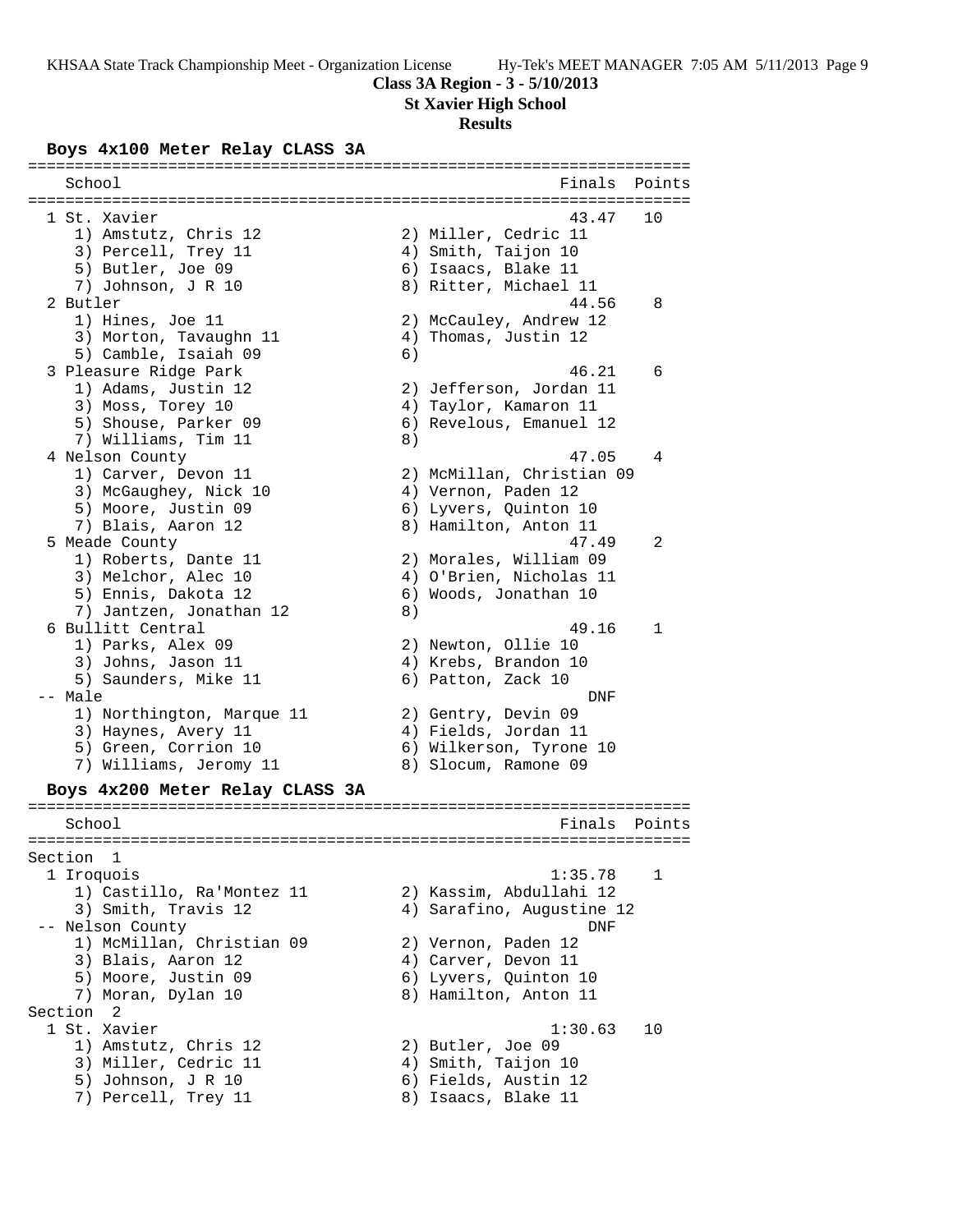**Class 3A Region - 3 - 5/10/2013**

**St Xavier High School**

**Results**

### Boys 4x100 Meter Relay CLASS 3A

```
=======================================================================
    School                                               Finals  Points
=======================================================================
  1 St. Xavier                                            43.47   10
     1) Amstutz, Chris 12               2) Miller, Cedric 11
     3) Percell, Trey 11                4) Smith, Taijon 10
     5) Butler, Joe 09                  6) Isaacs, Blake 11
     7) Johnson, J R 10                 8) Ritter, Michael 11
  2 Butler                                                44.56    8
     1) Hines, Joe 11                   2) McCauley, Andrew 12
     3) Morton, Tavaughn 11             4) Thomas, Justin 12
     5) Camble, Isaiah 09               6)
  3 Pleasure Ridge Park                                   46.21    6
     1) Adams, Justin 12                2) Jefferson, Jordan 11
     3) Moss, Torey 10                  4) Taylor, Kamaron 11
     5) Shouse, Parker 09               6) Revelous, Emanuel 12
     7) Williams, Tim 11                8)
  4 Nelson County                                         47.05    4
     1) Carver, Devon 11                2) McMillan, Christian 09
     3) McGaughey, Nick 10              4) Vernon, Paden 12
     5) Moore, Justin 09                6) Lyvers, Quinton 10
     7) Blais, Aaron 12                 8) Hamilton, Anton 11
  5 Meade County                                          47.49    2
     1) Roberts, Dante 11               2) Morales, William 09
     3) Melchor, Alec 10                4) O'Brien, Nicholas 11
     5) Ennis, Dakota 12                6) Woods, Jonathan 10
     7) Jantzen, Jonathan 12            8)
  6 Bullitt Central                                       49.16    1
     1) Parks, Alex 09                  2) Newton, Ollie 10
     3) Johns, Jason 11                 4) Krebs, Brandon 10
     5) Saunders, Mike 11               6) Patton, Zack 10
 -- Male                                                    DNF
     1) Northington, Marque 11          2) Gentry, Devin 09
     3) Haynes, Avery 11                4) Fields, Jordan 11
     5) Green, Corrion 10               6) Wilkerson, Tyrone 10
     7) Williams, Jeromy 11             8) Slocum, Ramone 09
```

### Boys 4x200 Meter Relay CLASS 3A

```
=======================================================================
    School                                               Finals  Points
=======================================================================
Section  1
  1 Iroquois                                            1:35.78    1
     1) Castillo, Ra'Montez 11          2) Kassim, Abdullahi 12
     3) Smith, Travis 12                4) Sarafino, Augustine 12
 -- Nelson County                                           DNF
     1) McMillan, Christian 09          2) Vernon, Paden 12
     3) Blais, Aaron 12                 4) Carver, Devon 11
     5) Moore, Justin 09                6) Lyvers, Quinton 10
     7) Moran, Dylan 10                 8) Hamilton, Anton 11
Section  2
  1 St. Xavier                                          1:30.63   10
     1) Amstutz, Chris 12               2) Butler, Joe 09
     3) Miller, Cedric 11               4) Smith, Taijon 10
     5) Johnson, J R 10                 6) Fields, Austin 12
     7) Percell, Trey 11                8) Isaacs, Blake 11
```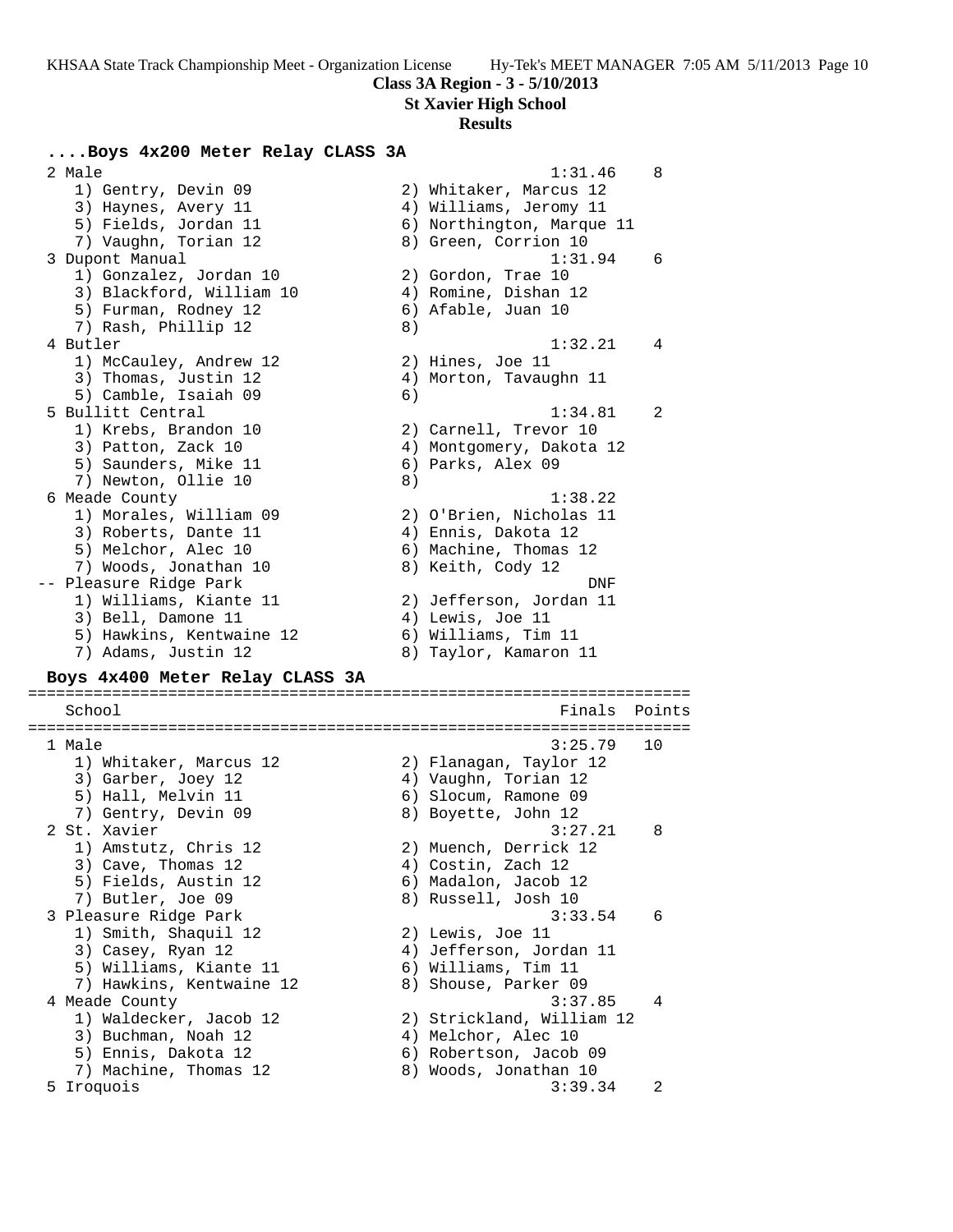**Class 3A Region - 3 - 5/10/2013**

**St Xavier High School**

**Results**

### ....Boys 4x200 Meter Relay CLASS 3A

```
  2 Male                                                1:31.46    8
     1) Gentry, Devin 09                2) Whitaker, Marcus 12
     3) Haynes, Avery 11                4) Williams, Jeromy 11
     5) Fields, Jordan 11               6) Northington, Marque 11
     7) Vaughn, Torian 12               8) Green, Corrion 10
  3 Dupont Manual                                       1:31.94    6
     1) Gonzalez, Jordan 10             2) Gordon, Trae 10
     3) Blackford, William 10           4) Romine, Dishan 12
     5) Furman, Rodney 12               6) Afable, Juan 10
     7) Rash, Phillip 12                8)
  4 Butler                                              1:32.21    4
     1) McCauley, Andrew 12             2) Hines, Joe 11
     3) Thomas, Justin 12               4) Morton, Tavaughn 11
     5) Camble, Isaiah 09               6)
  5 Bullitt Central                                     1:34.81    2
     1) Krebs, Brandon 10               2) Carnell, Trevor 10
     3) Patton, Zack 10                 4) Montgomery, Dakota 12
     5) Saunders, Mike 11               6) Parks, Alex 09
     7) Newton, Ollie 10                8)
  6 Meade County                                        1:38.22
     1) Morales, William 09             2) O'Brien, Nicholas 11
     3) Roberts, Dante 11               4) Ennis, Dakota 12
     5) Melchor, Alec 10                6) Machine, Thomas 12
     7) Woods, Jonathan 10              8) Keith, Cody 12
 -- Pleasure Ridge Park                                     DNF
     1) Williams, Kiante 11             2) Jefferson, Jordan 11
     3) Bell, Damone 11                 4) Lewis, Joe 11
     5) Hawkins, Kentwaine 12           6) Williams, Tim 11
     7) Adams, Justin 12                8) Taylor, Kamaron 11
```

### Boys 4x400 Meter Relay CLASS 3A

```
=====================================================================
    School                                            Finals  Points
=====================================================================
  1 Male                                                3:25.79   10
     1) Whitaker, Marcus 12             2) Flanagan, Taylor 12
     3) Garber, Joey 12                 4) Vaughn, Torian 12
     5) Hall, Melvin 11                 6) Slocum, Ramone 09
     7) Gentry, Devin 09                8) Boyette, John 12
  2 St. Xavier                                          3:27.21    8
     1) Amstutz, Chris 12               2) Muench, Derrick 12
     3) Cave, Thomas 12                 4) Costin, Zach 12
     5) Fields, Austin 12               6) Madalon, Jacob 12
     7) Butler, Joe 09                  8) Russell, Josh 10
  3 Pleasure Ridge Park                                 3:33.54    6
     1) Smith, Shaquil 12               2) Lewis, Joe 11
     3) Casey, Ryan 12                  4) Jefferson, Jordan 11
     5) Williams, Kiante 11             6) Williams, Tim 11
     7) Hawkins, Kentwaine 12           8) Shouse, Parker 09
  4 Meade County                                        3:37.85    4
     1) Waldecker, Jacob 12             2) Strickland, William 12
     3) Buchman, Noah 12                4) Melchor, Alec 10
     5) Ennis, Dakota 12                6) Robertson, Jacob 09
     7) Machine, Thomas 12              8) Woods, Jonathan 10
  5 Iroquois                                            3:39.34    2
```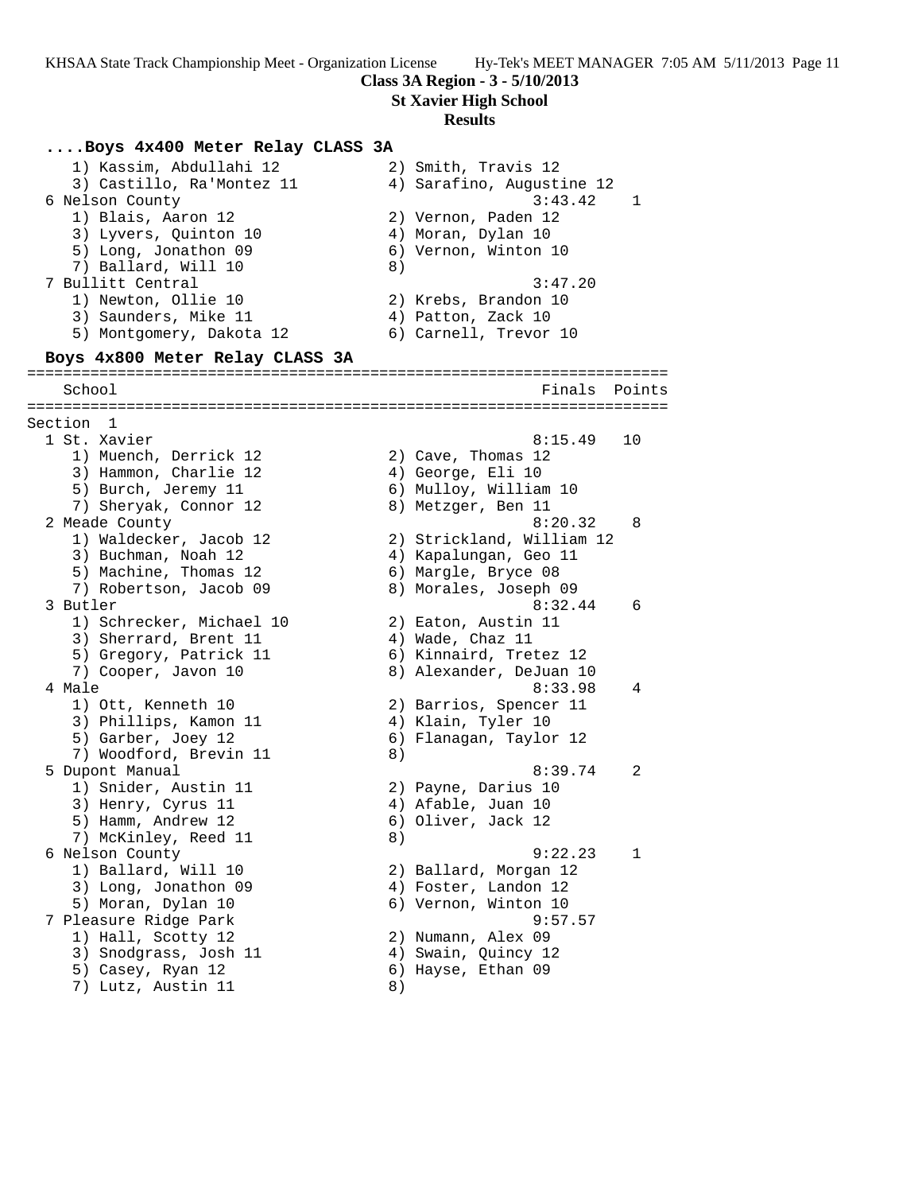**Class 3A Region - 3 - 5/10/2013**

**St Xavier High School**

**Results**

### ....Boys 4x400 Meter Relay CLASS 3A

```
    1) Kassim, Abdullahi 12            2) Smith, Travis 12
    3) Castillo, Ra'Montez 11          4) Sarafino, Augustine 12
  6 Nelson County                                   3:43.42    1
    1) Blais, Aaron 12                 2) Vernon, Paden 12
    3) Lyvers, Quinton 10              4) Moran, Dylan 10
    5) Long, Jonathon 09               6) Vernon, Winton 10
    7) Ballard, Will 10                8)
  7 Bullitt Central                                 3:47.20
    1) Newton, Ollie 10                2) Krebs, Brandon 10
    3) Saunders, Mike 11               4) Patton, Zack 10
    5) Montgomery, Dakota 12           6) Carnell, Trevor 10
```

### Boys 4x800 Meter Relay CLASS 3A

```
=======================================================================
    School                                            Finals  Points
=======================================================================
Section  1
  1 St. Xavier                                      8:15.49   10
    1) Muench, Derrick 12              2) Cave, Thomas 12
    3) Hammon, Charlie 12              4) George, Eli 10
    5) Burch, Jeremy 11                6) Mulloy, William 10
    7) Sheryak, Connor 12              8) Metzger, Ben 11
  2 Meade County                                    8:20.32    8
    1) Waldecker, Jacob 12             2) Strickland, William 12
    3) Buchman, Noah 12                4) Kapalungan, Geo 11
    5) Machine, Thomas 12              6) Margle, Bryce 08
    7) Robertson, Jacob 09             8) Morales, Joseph 09
  3 Butler                                          8:32.44    6
    1) Schrecker, Michael 10           2) Eaton, Austin 11
    3) Sherrard, Brent 11              4) Wade, Chaz 11
    5) Gregory, Patrick 11             6) Kinnaird, Tretez 12
    7) Cooper, Javon 10                8) Alexander, DeJuan 10
  4 Male                                            8:33.98    4
    1) Ott, Kenneth 10                 2) Barrios, Spencer 11
    3) Phillips, Kamon 11              4) Klain, Tyler 10
    5) Garber, Joey 12                 6) Flanagan, Taylor 12
    7) Woodford, Brevin 11             8)
  5 Dupont Manual                                   8:39.74    2
    1) Snider, Austin 11               2) Payne, Darius 10
    3) Henry, Cyrus 11                 4) Afable, Juan 10
    5) Hamm, Andrew 12                 6) Oliver, Jack 12
    7) McKinley, Reed 11               8)
  6 Nelson County                                   9:22.23    1
    1) Ballard, Will 10                2) Ballard, Morgan 12
    3) Long, Jonathon 09               4) Foster, Landon 12
    5) Moran, Dylan 10                 6) Vernon, Winton 10
  7 Pleasure Ridge Park                             9:57.57
    1) Hall, Scotty 12                 2) Numann, Alex 09
    3) Snodgrass, Josh 11              4) Swain, Quincy 12
    5) Casey, Ryan 12                  6) Hayse, Ethan 09
    7) Lutz, Austin 11                 8)
```